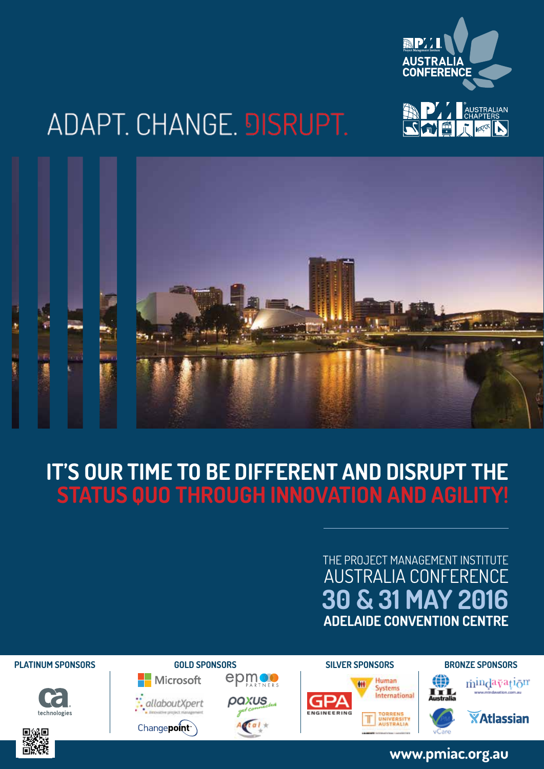PMI Project Management Institute
AUSTRALIA CONFERENCE

PMI AUSTRALIAN CHAPTERS

# ADAPT. CHANGE. DISRUPT.

## IT'S OUR TIME TO BE DIFFERENT AND DISRUPT THE STATUS QUO THROUGH INNOVATION AND AGILITY!

THE PROJECT MANAGEMENT INSTITUTE
AUSTRALIA CONFERENCE
**30 & 31 MAY 2016**
**ADELAIDE CONVENTION CENTRE**

**PLATINUM SPONSORS**
ca technologies

**GOLD SPONSORS**
Microsoft
epm PARTNERS
allaboutXpert innovative project management
paxus get connected
Changepoint
Actal

**SILVER SPONSORS**
GPA ENGINEERING
Human Systems International
TORRENS UNIVERSITY AUSTRALIA

**BRONZE SPONSORS**
IIL Australia
mindavation www.mindavation.com.au
vCare
Atlassian

www.pmiac.org.au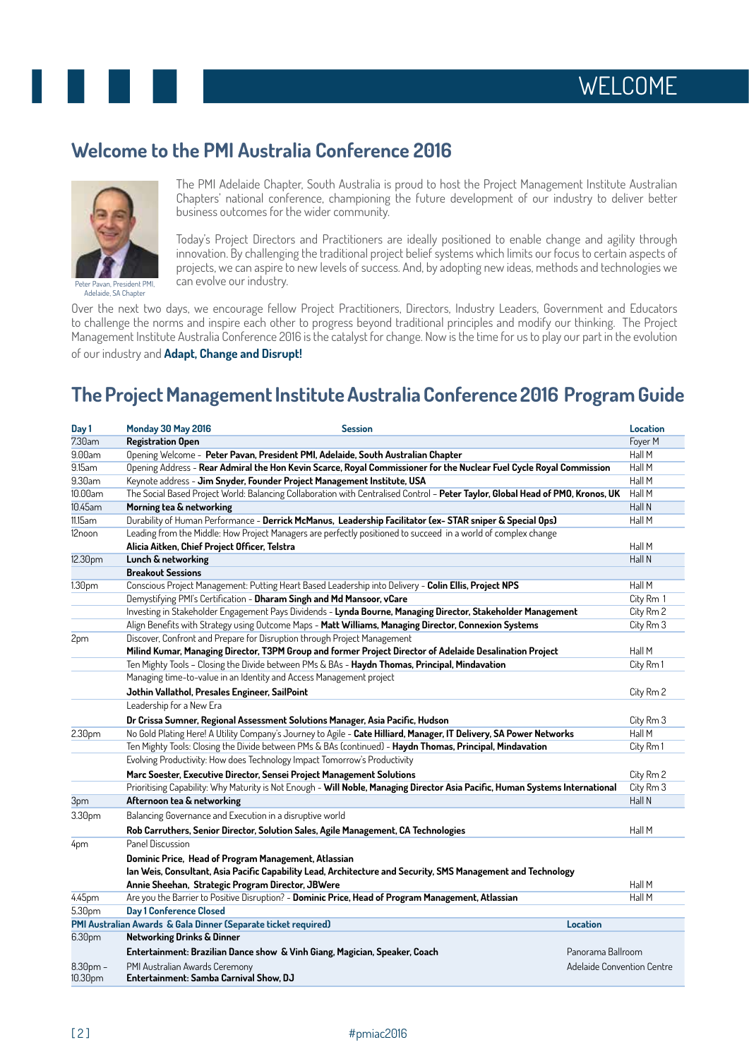# WELCOME

## Welcome to the PMI Australia Conference 2016

Peter Pavan, President PMI, Adelaide, SA Chapter

The PMI Adelaide Chapter, South Australia is proud to host the Project Management Institute Australian Chapters' national conference, championing the future development of our industry to deliver better business outcomes for the wider community.

Today's Project Directors and Practitioners are ideally positioned to enable change and agility through innovation. By challenging the traditional project belief systems which limits our focus to certain aspects of projects, we can aspire to new levels of success. And, by adopting new ideas, methods and technologies we can evolve our industry.

Over the next two days, we encourage fellow Project Practitioners, Directors, Industry Leaders, Government and Educators to challenge the norms and inspire each other to progress beyond traditional principles and modify our thinking. The Project Management Institute Australia Conference 2016 is the catalyst for change. Now is the time for us to play our part in the evolution of our industry and **Adapt, Change and Disrupt!**

## The Project Management Institute Australia Conference 2016 Program Guide

| Day 1 | Monday 30 May 2016 — Session | Location |
|---|---|---|
| 7.30am | **Registration Open** | Foyer M |
| 9.00am | Opening Welcome - **Peter Pavan, President PMI, Adelaide, South Australian Chapter** | Hall M |
| 9.15am | Opening Address - **Rear Admiral the Hon Kevin Scarce, Royal Commissioner for the Nuclear Fuel Cycle Royal Commission** | Hall M |
| 9.30am | Keynote address - **Jim Snyder, Founder Project Management Institute, USA** | Hall M |
| 10.00am | The Social Based Project World: Balancing Collaboration with Centralised Control - **Peter Taylor, Global Head of PMO, Kronos, UK** | Hall M |
| 10.45am | **Morning tea & networking** | Hall N |
| 11.15am | Durability of Human Performance - **Derrick McManus, Leadership Facilitator (ex- STAR sniper & Special Ops)** | Hall M |
| 12noon | Leading from the Middle: How Project Managers are perfectly positioned to succeed in a world of complex change **Alicia Aitken, Chief Project Officer, Telstra** | Hall M |
| 12.30pm | **Lunch & networking** | Hall N |
| | **Breakout Sessions** | |
| 1.30pm | Conscious Project Management: Putting Heart Based Leadership into Delivery - **Colin Ellis, Project NPS** | Hall M |
| | Demystifying PMI's Certification - **Dharam Singh and Md Mansoor, vCare** | City Rm 1 |
| | Investing in Stakeholder Engagement Pays Dividends - **Lynda Bourne, Managing Director, Stakeholder Management** | City Rm 2 |
| | Align Benefits with Strategy using Outcome Maps - **Matt Williams, Managing Director, Connexion Systems** | City Rm 3 |
| 2pm | Discover, Confront and Prepare for Disruption through Project Management **Milind Kumar, Managing Director, T3PM Group and former Project Director of Adelaide Desalination Project** | Hall M |
| | Ten Mighty Tools - Closing the Divide between PMs & BAs - **Haydn Thomas, Principal, Mindavation** | City Rm 1 |
| | Managing time-to-value in an Identity and Access Management project **Jothin Vallathol, Presales Engineer, SailPoint** | City Rm 2 |
| | Leadership for a New Era **Dr Crissa Sumner, Regional Assessment Solutions Manager, Asia Pacific, Hudson** | City Rm 3 |
| 2.30pm | No Gold Plating Here! A Utility Company's Journey to Agile - **Cate Hilliard, Manager, IT Delivery, SA Power Networks** | Hall M |
| | Ten Mighty Tools: Closing the Divide between PMs & BAs (continued) - **Haydn Thomas, Principal, Mindavation** | City Rm 1 |
| | Evolving Productivity: How does Technology Impact Tomorrow's Productivity **Marc Soester, Executive Director, Sensei Project Management Solutions** | City Rm 2 |
| | Prioritising Capability: Why Maturity is Not Enough - **Will Noble, Managing Director Asia Pacific, Human Systems International** | City Rm 3 |
| 3pm | **Afternoon tea & networking** | Hall N |
| 3.30pm | Balancing Governance and Execution in a disruptive world **Rob Carruthers, Senior Director, Solution Sales, Agile Management, CA Technologies** | Hall M |
| 4pm | Panel Discussion **Dominic Price, Head of Program Management, Atlassian** **Ian Weis, Consultant, Asia Pacific Capability Lead, Architecture and Security, SMS Management and Technology** **Annie Sheehan, Strategic Program Director, JBWere** | Hall M |
| 4.45pm | Are you the Barrier to Positive Disruption? - **Dominic Price, Head of Program Management, Atlassian** | Hall M |
| 5.30pm | **Day 1 Conference Closed** | |
| **PMI Australian Awards & Gala Dinner (Separate ticket required)** | | **Location** |
| 6.30pm | **Networking Drinks & Dinner** **Entertainment: Brazilian Dance show & Vinh Giang, Magician, Speaker, Coach** | Panorama Ballroom |
| 8.30pm - 10.30pm | PMI Australian Awards Ceremony **Entertainment: Samba Carnival Show, DJ** | Adelaide Convention Centre |

#pmiac2016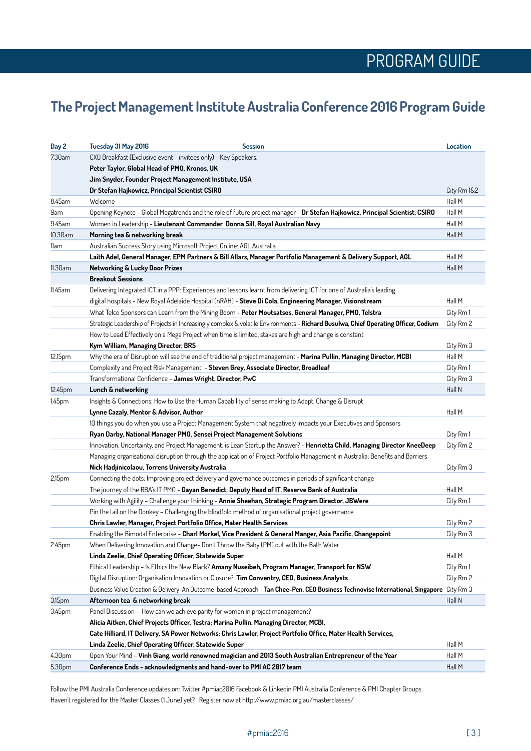# PROGRAM GUIDE

## The Project Management Institute Australia Conference 2016 Program Guide

| Day 2 | Tuesday 31 May 2016 Session | Location |
|---|---|---|
| 7.30am | CXO Breakfast (Exclusive event - invitees only) - Key Speakers: **Peter Taylor, Global Head of PMO, Kronos, UK** **Jim Snyder, Founder Project Management Institute, USA** **Dr Stefan Hajkowicz, Principal Scientist CSIRO** | City Rm 1&2 |
| 8.45am | Welcome | Hall M |
| 9am | Opening Keynote - Global Megatrends and the role of future project manager - **Dr Stefan Hajkowicz, Principal Scientist, CSIRO** | Hall M |
| 9.45am | Women in Leadership - **Lieutenant Commander Donna Sill, Royal Australian Navy** | Hall M |
| 10.30am | **Morning tea & networking break** | Hall M |
| 11am | Australian Success Story using Microsoft Project Online: AGL Australia **Laith Adel, General Manager, EPM Partners & Bill Allars, Manager Portfolio Management & Delivery Support, AGL** | Hall M |
| 11.30am | **Networking & Lucky Door Prizes** | Hall M |
| | **Breakout Sessions** | |
| 11.45am | Delivering Integrated ICT in a PPP: Experiences and lessons learnt from delivering ICT for one of Australia's leading digital hospitals - New Royal Adelaide Hospital (nRAH) - **Steve Di Cola, Engineering Manager, Visionstream** | Hall M |
| | What Telco Sponsors can Learn from the Mining Boom - **Peter Moutsatsos, General Manager, PMO, Telstra** | City Rm 1 |
| | Strategic Leadership of Projects in Increasingly complex & volatile Environments - **Richard Busulwa, Chief Operating Officer, Codium** | City Rm 2 |
| | How to Lead Effectively on a Mega Project when time is limited, stakes are high and change is constant **Kym William, Managing Director, BRS** | City Rm 3 |
| 12.15pm | Why the era of Disruption will see the end of traditional project management - **Marina Pullin, Managing Director, MCBI** | Hall M |
| | Complexity and Project Risk Management - **Steven Grey, Associate Director, Broadleaf** | City Rm 1 |
| | Transformational Confidence - **James Wright, Director, PwC** | City Rm 3 |
| 12.45pm | **Lunch & networking** | Hall N |
| 1.45pm | Insights & Connections: How to Use the Human Capability of sense making to Adapt, Change & Disrupt **Lynne Cazaly, Mentor & Advisor, Author** | Hall M |
| | 10 things you do when you use a Project Management System that negatively impacts your Executives and Sponsors **Ryan Darby, National Manager PMO, Sensei Project Management Solutions** | City Rm 1 |
| | Innovation, Uncertainty, and Project Management: is Lean Startup the Answer? - **Henrietta Child, Managing Director KneeDeep** | City Rm 2 |
| | Managing organisational disruption through the application of Project Portfolio Management in Australia: Benefits and Barriers **Nick Hadjinicolaou, Torrens University Australia** | City Rm 3 |
| 2.15pm | Connecting the dots: Improving project delivery and governance outcomes in periods of significant change The journey of the RBA's IT PMO - **Gayan Benedict, Deputy Head of IT, Reserve Bank of Australia** | Hall M |
| | Working with Agility – Challenge your thinking - **Annie Sheehan, Strategic Program Director, JBWere** | City Rm 1 |
| | Pin the tail on the Donkey – Challenging the blindfold method of organisational project governance **Chris Lawler, Manager, Project Portfolio Office, Mater Health Services** | City Rm 2 |
| | Enabling the Bimodal Enterprise - **Charl Morkel, Vice President & General Manger, Asia Pacific, Changepoint** | City Rm 3 |
| 2.45pm | When Delivering Innovation and Change- Don't Throw the Baby (PM) out with the Bath Water **Linda Zeelie, Chief Operating Officer, Statewide Super** | Hall M |
| | Ethical Leadership – Is Ethics the New Black? **Amany Nuseibeh, Program Manager, Transport for NSW** | City Rm 1 |
| | Digital Disruption: Organisation Innovation or Closure? **Tim Conventry, CEO, Business Analysts** | City Rm 2 |
| | Business Value Creation & Delivery-An Outcome-based Approach - **Tan Chee-Pen, CEO Business Technovise International, Singapore** | City Rm 3 |
| 3.15pm | **Afternoon tea & networking break** | Hall N |
| 3.45pm | Panel Discussion - How can we achieve parity for women in project management? **Alicia Aitken, Chief Projects Officer, Testra; Marina Pullin, Managing Director, MCBI, Cate Hilliard, IT Delivery, SA Power Networks; Chris Lawler, Project Portfolio Office, Mater Health Services, Linda Zeelie, Chief Operating Officer, Statewide Super** | Hall M |
| 4.30pm | Open Your Mind - **Vinh Giang, world renowned magician and 2013 South Australian Entrepreneur of the Year** | Hall M |
| 5.30pm | **Conference Ends - acknowledgments and hand-over to PMI AC 2017 team** | Hall M |

Follow the PMI Australia Conference updates on: Twitter #pmiac2016 Facebook & Linkedin PMI Australia Conference & PMI Chapter Groups

Haven't registered for the Master Classes (1 June) yet? Register now at http://www.pmiac.org.au/masterclasses/

#pmiac2016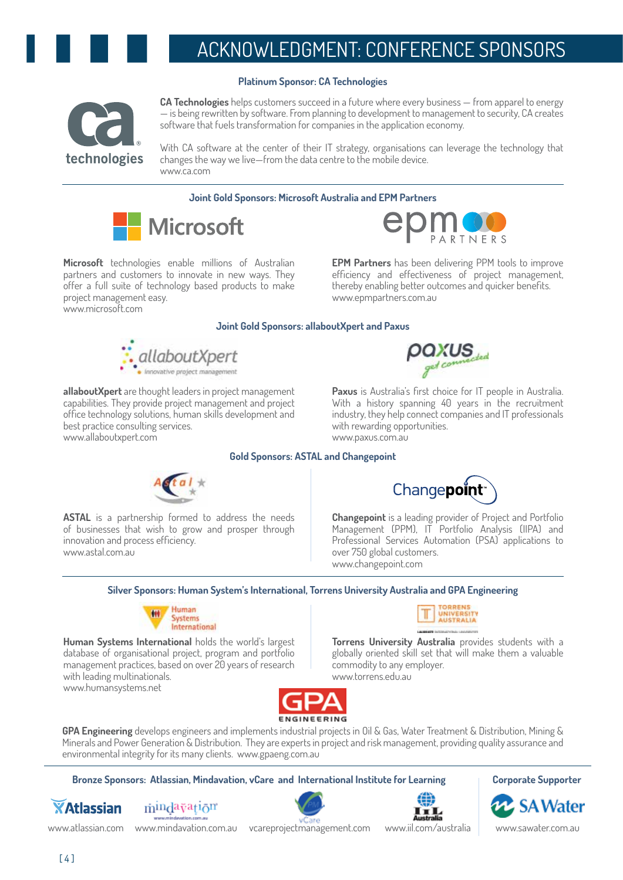# ACKNOWLEDGMENT: CONFERENCE SPONSORS

### Platinum Sponsor: CA Technologies

**CA Technologies** helps customers succeed in a future where every business — from apparel to energy — is being rewritten by software. From planning to development to management to security, CA creates software that fuels transformation for companies in the application economy.

With CA software at the center of their IT strategy, organisations can leverage the technology that changes the way we live—from the data centre to the mobile device.
www.ca.com

### Joint Gold Sponsors: Microsoft Australia and EPM Partners

**Microsoft** technologies enable millions of Australian partners and customers to innovate in new ways. They offer a full suite of technology based products to make project management easy.
www.microsoft.com

**EPM Partners** has been delivering PPM tools to improve efficiency and effectiveness of project management, thereby enabling better outcomes and quicker benefits.
www.epmpartners.com.au

### Joint Gold Sponsors: allaboutXpert and Paxus

**allaboutXpert** are thought leaders in project management capabilities. They provide project management and project office technology solutions, human skills development and best practice consulting services.
www.allaboutxpert.com

**Paxus** is Australia's first choice for IT people in Australia. With a history spanning 40 years in the recruitment industry, they help connect companies and IT professionals with rewarding opportunities.
www.paxus.com.au

### Gold Sponsors: ASTAL and Changepoint

**ASTAL** is a partnership formed to address the needs of businesses that wish to grow and prosper through innovation and process efficiency.
www.astal.com.au

**Changepoint** is a leading provider of Project and Portfolio Management (PPM), IT Portfolio Analysis (IIPA) and Professional Services Automation (PSA) applications to over 750 global customers.
www.changepoint.com

### Silver Sponsors: Human System's International, Torrens University Australia and GPA Engineering

**Human Systems International** holds the world's largest database of organisational project, program and portfolio management practices, based on over 20 years of research with leading multinationals.
www.humansystems.net

**Torrens University Australia** provides students with a globally oriented skill set that will make them a valuable commodity to any employer.
www.torrens.edu.au

**GPA Engineering** develops engineers and implements industrial projects in Oil & Gas, Water Treatment & Distribution, Mining & Minerals and Power Generation & Distribution. They are experts in project and risk management, providing quality assurance and environmental integrity for its many clients. www.gpaeng.com.au

### Bronze Sponsors: Atlassian, Mindavation, vCare and International Institute for Learning

www.atlassian.com
www.mindavation.com.au
vcareprojectmanagement.com
www.iil.com/australia

### Corporate Supporter

www.sawater.com.au